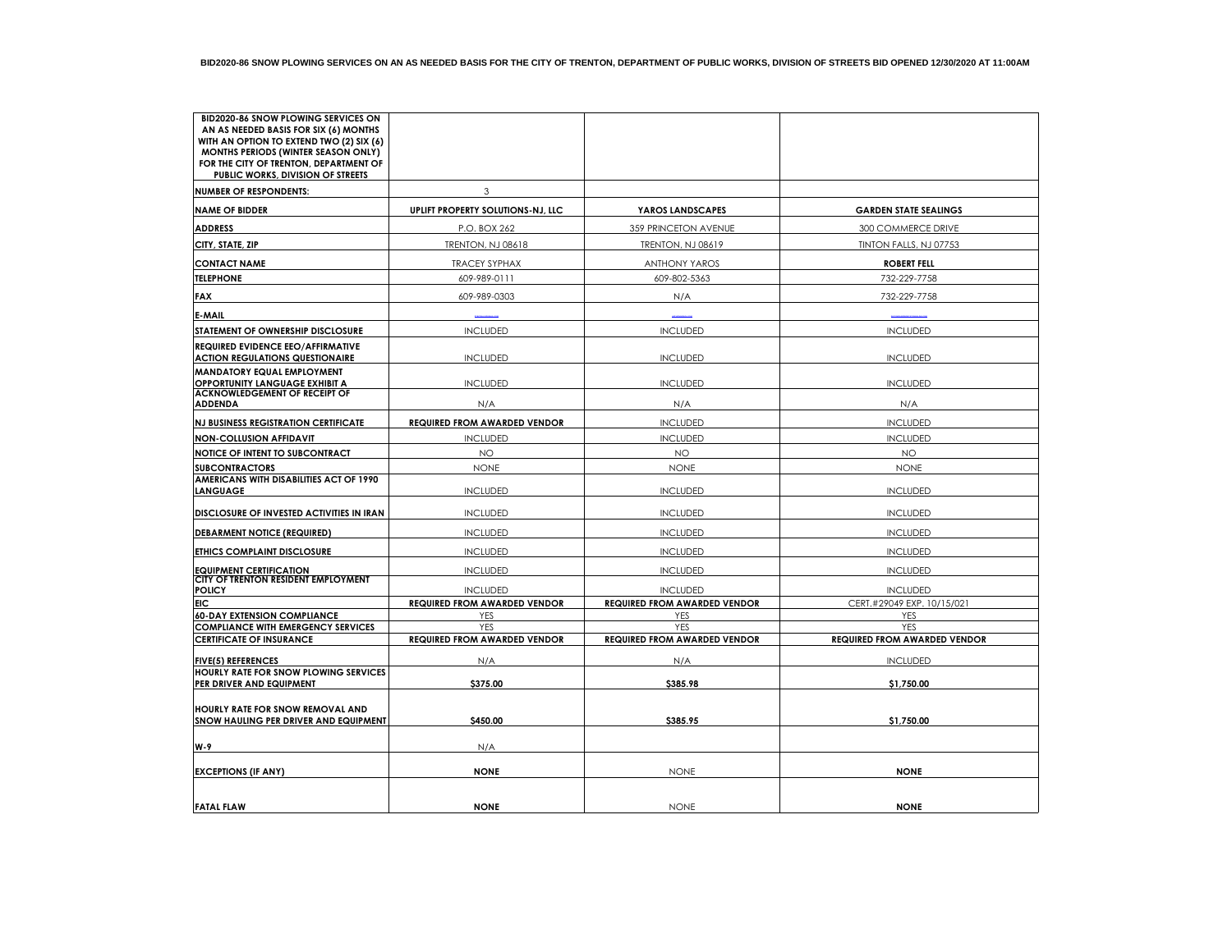**BID2020-86 SNOW PLOWING SERVICES ON AN AS NEEDED BASIS FOR THE CITY OF TRENTON, DEPARTMENT OF PUBLIC WORKS, DIVISION OF STREETS BID OPENED 12/30/2020 AT 11:00AM**

| BID2020-86 SNOW PLOWING SERVICES ON AN AS NEEDED BASIS FOR SIX (6) MONTHS WITH AN OPTION TO EXTEND TWO (2) SIX (6) MONTHS PERIODS (WINTER SEASON ONLY) FOR THE CITY OF TRENTON, DEPARTMENT OF PUBLIC WORKS, DIVISION OF STREETS | | | |
|---|---|---|---|
| **NUMBER OF RESPONDENTS:** | 3 | | |
| **NAME OF BIDDER** | **UPLIFT PROPERTY SOLUTIONS-NJ, LLC** | **YAROS LANDSCAPES** | **GARDEN STATE SEALINGS** |
| **ADDRESS** | P.O. BOX 262 | 359 PRINCETON AVENUE | 300 COMMERCE DRIVE |
| **CITY, STATE, ZIP** | TRENTON, NJ 08618 | TRENTON, NJ 08619 | TINTON FALLS, NJ 07753 |
| **CONTACT NAME** | TRACEY SYPHAX | ANTHONY YAROS | **ROBERT FELL** |
| **TELEPHONE** | 609-989-0111 | 609-802-5363 | 732-229-7758 |
| **FAX** | 609-989-0303 | N/A | 732-229-7758 |
| **E-MAIL** | | | |
| **STATEMENT OF OWNERSHIP DISCLOSURE** | INCLUDED | INCLUDED | INCLUDED |
| **REQUIRED EVIDENCE EEO/AFFIRMATIVE ACTION REGULATIONS QUESTIONAIRE** | INCLUDED | INCLUDED | INCLUDED |
| **MANDATORY EQUAL EMPLOYMENT OPPORTUNITY LANGUAGE EXHIBIT A** | INCLUDED | INCLUDED | INCLUDED |
| **ACKNOWLEDGEMENT OF RECEIPT OF ADDENDA** | N/A | N/A | N/A |
| **NJ BUSINESS REGISTRATION CERTIFICATE** | **REQUIRED FROM AWARDED VENDOR** | INCLUDED | INCLUDED |
| **NON-COLLUSION AFFIDAVIT** | INCLUDED | INCLUDED | INCLUDED |
| **NOTICE OF INTENT TO SUBCONTRACT** | NO | NO | NO |
| **SUBCONTRACTORS** | NONE | NONE | NONE |
| **AMERICANS WITH DISABILITIES ACT OF 1990 LANGUAGE** | INCLUDED | INCLUDED | INCLUDED |
| **DISCLOSURE OF INVESTED ACTIVITIES IN IRAN** | INCLUDED | INCLUDED | INCLUDED |
| **DEBARMENT NOTICE (REQUIRED)** | INCLUDED | INCLUDED | INCLUDED |
| **ETHICS COMPLAINT DISCLOSURE** | INCLUDED | INCLUDED | INCLUDED |
| **EQUIPMENT CERTIFICATION** | INCLUDED | INCLUDED | INCLUDED |
| **CITY OF TRENTON RESIDENT EMPLOYMENT POLICY** | INCLUDED | INCLUDED | INCLUDED |
| **EIC** | **REQUIRED FROM AWARDED VENDOR** | **REQUIRED FROM AWARDED VENDOR** | CERT.#29049 EXP. 10/15/021 |
| **60-DAY EXTENSION COMPLIANCE** | YES | YES | YES |
| **COMPLIANCE WITH EMERGENCY SERVICES** | YES | YES | YES |
| **CERTIFICATE OF INSURANCE** | **REQUIRED FROM AWARDED VENDOR** | **REQUIRED FROM AWARDED VENDOR** | **REQUIRED FROM AWARDED VENDOR** |
| **FIVE(5) REFERENCES** | N/A | N/A | INCLUDED |
| **HOURLY RATE FOR SNOW PLOWING SERVICES PER DRIVER AND EQUIPMENT** | **$375.00** | **$385.98** | **$1,750.00** |
| **HOURLY RATE FOR SNOW REMOVAL AND SNOW HAULING PER DRIVER AND EQUIPMENT** | **$450.00** | **$385.95** | **$1,750.00** |
| **W-9** | N/A | | |
| **EXCEPTIONS (IF ANY)** | **NONE** | NONE | **NONE** |
| **FATAL FLAW** | **NONE** | NONE | **NONE** |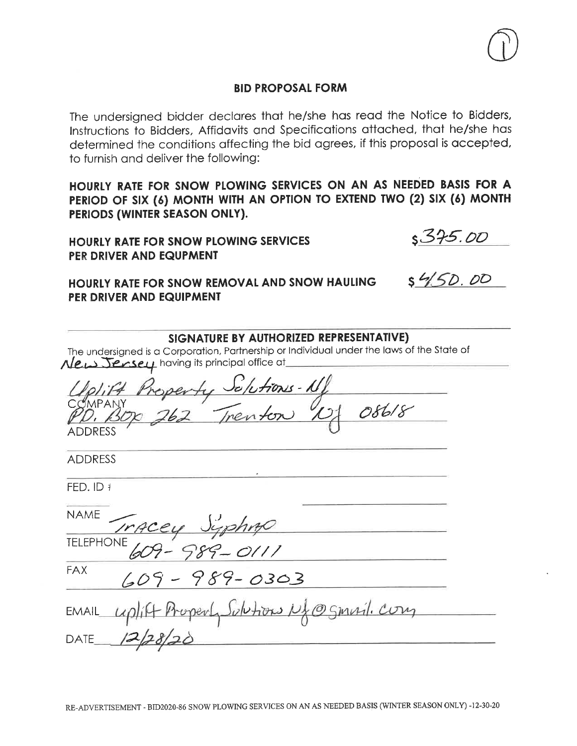## BID PROPOSAL FORM

The undersigned bidder declares that he/she has read the Notice to Bidders, Instructions to Bidders, Affidavits and Specifications attached, that he/she has determined the conditions affecting the bid agrees, if this proposal is accepted, to furnish and deliver the following:

**HOURLY RATE FOR SNOW PLOWING SERVICES ON AN AS NEEDED BASIS FOR A PERIOD OF SIX (6) MONTH WITH AN OPTION TO EXTEND TWO (2) SIX (6) MONTH PERIODS (WINTER SEASON ONLY).**

**HOURLY RATE FOR SNOW PLOWING SERVICES PER DRIVER AND EQUPMENT** $375.00

**HOURLY RATE FOR SNOW REMOVAL AND SNOW HAULING PER DRIVER AND EQUIPMENT** $450.00

**SIGNATURE BY AUTHORIZED REPRESENTATIVE)**

The undersigned is a Corporation, Partnership or Individual under the laws of the State of New Jersey having its principal office at

Uplift Property Solutions - NJ
COMPANY

P.O. Box 262 Trenton NJ 08618
ADDRESS

ADDRESS

FED. ID #

NAME Tracey Syphax

TELEPHONE 609-989-0111

FAX 609-989-0303

EMAIL uplift Property Solutions NJ@gmail.com

DATE 12/28/20

RE-ADVERTISEMENT - BID2020-86 SNOW PLOWING SERVICES ON AN AS NEEDED BASIS (WINTER SEASON ONLY) -12-30-20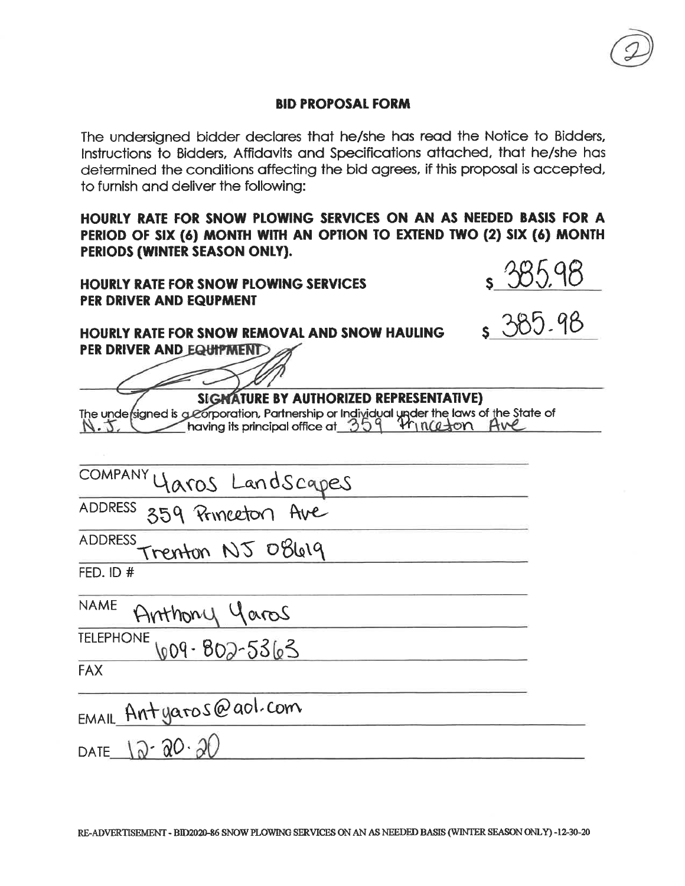(2)

## BID PROPOSAL FORM

The undersigned bidder declares that he/she has read the Notice to Bidders, Instructions to Bidders, Affidavits and Specifications attached, that he/she has determined the conditions affecting the bid agrees, if this proposal is accepted, to furnish and deliver the following:

**HOURLY RATE FOR SNOW PLOWING SERVICES ON AN AS NEEDED BASIS FOR A PERIOD OF SIX (6) MONTH WITH AN OPTION TO EXTEND TWO (2) SIX (6) MONTH PERIODS (WINTER SEASON ONLY).**

**HOURLY RATE FOR SNOW PLOWING SERVICES PER DRIVER AND EQUIPMENT** $ 385.98

**HOURLY RATE FOR SNOW REMOVAL AND SNOW HAULING PER DRIVER AND EQUIPMENT** $ 385.98

**(SIGNATURE BY AUTHORIZED REPRESENTATIVE)**

The undersigned is a Corporation, Partnership or Individual under the laws of the State of N.J. having its principal office at 359 Princeton Ave

COMPANY Yaros LandScapes

ADDRESS 359 Princeton Ave

ADDRESS Trenton NJ 08619

FED. ID #

NAME Anthony Yaros

TELEPHONE 609-802-5363

FAX

EMAIL Antyaros@aol.com

DATE 12-20-20

RE-ADVERTISEMENT - BID2020-86 SNOW PLOWING SERVICES ON AN AS NEEDED BASIS (WINTER SEASON ONLY) -12-30-20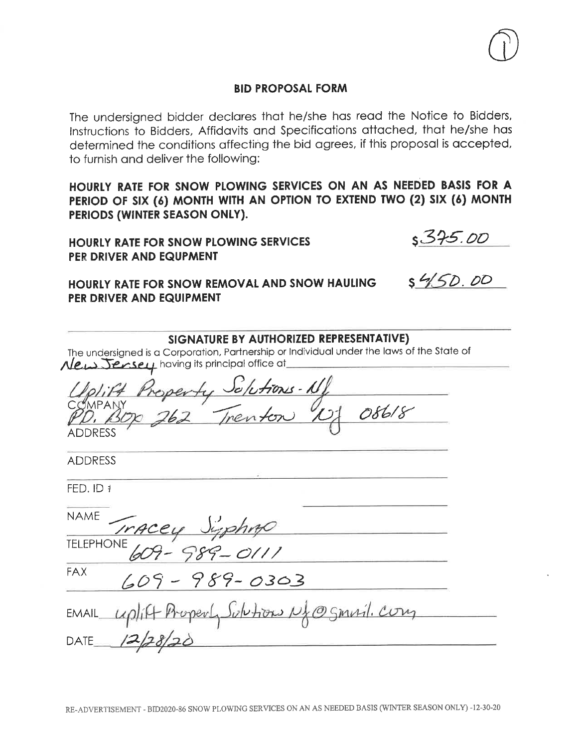## BID PROPOSAL FORM

The undersigned bidder declares that he/she has read the Notice to Bidders, Instructions to Bidders, Affidavits and Specifications attached, that he/she has determined the conditions affecting the bid agrees, if this proposal is accepted, to furnish and deliver the following:

**HOURLY RATE FOR SNOW PLOWING SERVICES ON AN AS NEEDED BASIS FOR A PERIOD OF SIX (6) MONTH WITH AN OPTION TO EXTEND TWO (2) SIX (6) MONTH PERIODS (WINTER SEASON ONLY).**

**HOURLY RATE FOR SNOW PLOWING SERVICES PER DRIVER AND EQUPMENT** $375.00

**HOURLY RATE FOR SNOW REMOVAL AND SNOW HAULING PER DRIVER AND EQUIPMENT** $450.00

### SIGNATURE BY AUTHORIZED REPRESENTATIVE)

The undersigned is a Corporation, Partnership or Individual under the laws of the State of New Jersey having its principal office at

Uplift Property Solutions - NJ
COMPANY

P.O. Box 262 Trenton NJ 08618
ADDRESS

ADDRESS

FED. ID #

NAME Tracey Syphax

TELEPHONE 609-989-0111

FAX 609-989-0303

EMAIL uplift Property Solutions NJ@gmail.com

DATE 12/28/20

RE-ADVERTISEMENT - BID2020-86 SNOW PLOWING SERVICES ON AN AS NEEDED BASIS (WINTER SEASON ONLY) -12-30-20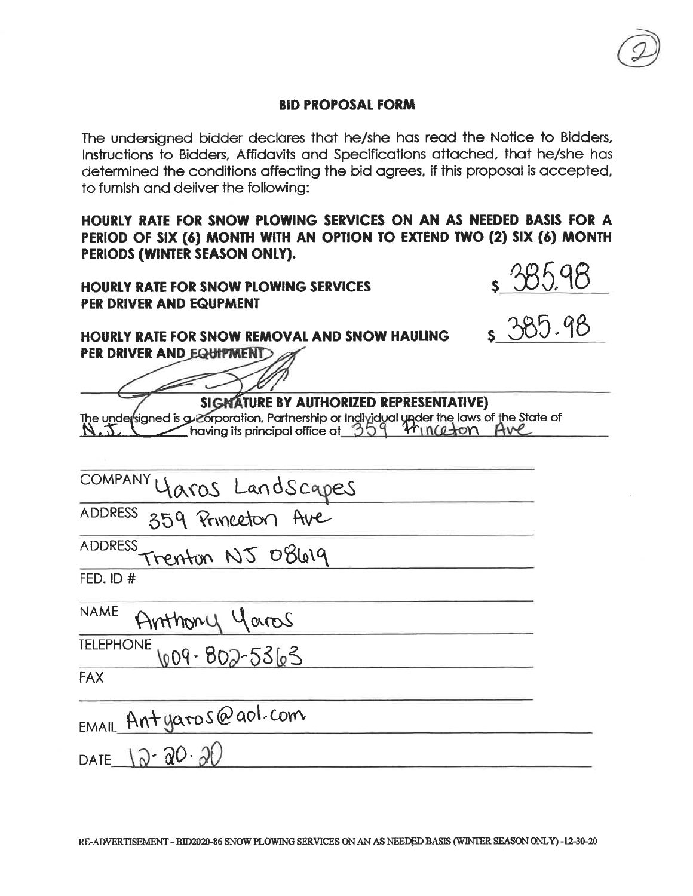(2)

**BID PROPOSAL FORM**

The undersigned bidder declares that he/she has read the Notice to Bidders, Instructions to Bidders, Affidavits and Specifications attached, that he/she has determined the conditions affecting the bid agrees, if this proposal is accepted, to furnish and deliver the following:

**HOURLY RATE FOR SNOW PLOWING SERVICES ON AN AS NEEDED BASIS FOR A PERIOD OF SIX (6) MONTH WITH AN OPTION TO EXTEND TWO (2) SIX (6) MONTH PERIODS (WINTER SEASON ONLY).**

**HOURLY RATE FOR SNOW PLOWING SERVICES PER DRIVER AND EQUIPMENT** $ 385.98

**HOURLY RATE FOR SNOW REMOVAL AND SNOW HAULING PER DRIVER AND EQUIPMENT** $ 385.98

**(SIGNATURE BY AUTHORIZED REPRESENTATIVE)**

The undersigned is a Corporation, Partnership or Individual under the laws of the State of N.J. having its principal office at 359 Princeton Ave

COMPANY Yaros LandScapes

ADDRESS 359 Princeton Ave

ADDRESS Trenton NJ 08619

FED. ID #

NAME Anthony Yaros

TELEPHONE 609-802-5363

FAX

EMAIL Antyaros@aol.com

DATE 12-20-20

RE-ADVERTISEMENT - BID2020-86 SNOW PLOWING SERVICES ON AN AS NEEDED BASIS (WINTER SEASON ONLY) -12-30-20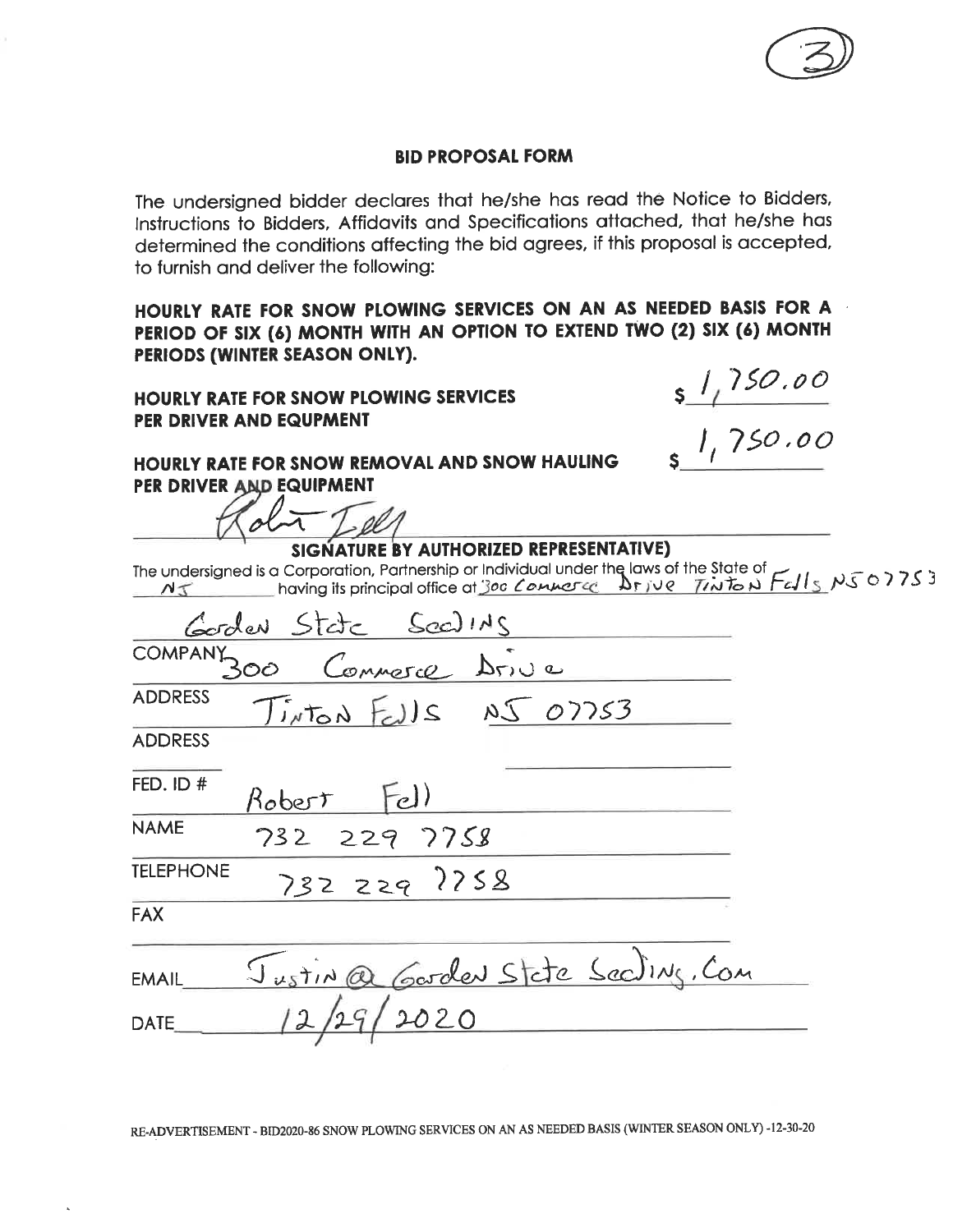3

**BID PROPOSAL FORM**

The undersigned bidder declares that he/she has read the Notice to Bidders, Instructions to Bidders, Affidavits and Specifications attached, that he/she has determined the conditions affecting the bid agrees, if this proposal is accepted, to furnish and deliver the following:

**HOURLY RATE FOR SNOW PLOWING SERVICES ON AN AS NEEDED BASIS FOR A PERIOD OF SIX (6) MONTH WITH AN OPTION TO EXTEND TWO (2) SIX (6) MONTH PERIODS (WINTER SEASON ONLY).**

**HOURLY RATE FOR SNOW PLOWING SERVICES PER DRIVER AND EQUIPMENT** $ 1,750.00

**HOURLY RATE FOR SNOW REMOVAL AND SNOW HAULING PER DRIVER AND EQUIPMENT** $ 1,750.00

Robert Fell

**SIGNATURE BY AUTHORIZED REPRESENTATIVE)**

The undersigned is a Corporation, Partnership or Individual under the laws of the State of NJ having its principal office at 300 Commerce Drive Tinton Falls NJ 07753

Garden State Seeding

COMPANY 300 Commerce Drive

ADDRESS Tinton Falls NJ 07753

ADDRESS

FED. ID #

Robert Fell

NAME 732 229 7758

TELEPHONE 732 229 7758

FAX

EMAIL Justin@GardenStateSeeding.Com

DATE 12/29/2020

RE-ADVERTISEMENT - BID2020-86 SNOW PLOWING SERVICES ON AN AS NEEDED BASIS (WINTER SEASON ONLY) -12-30-20